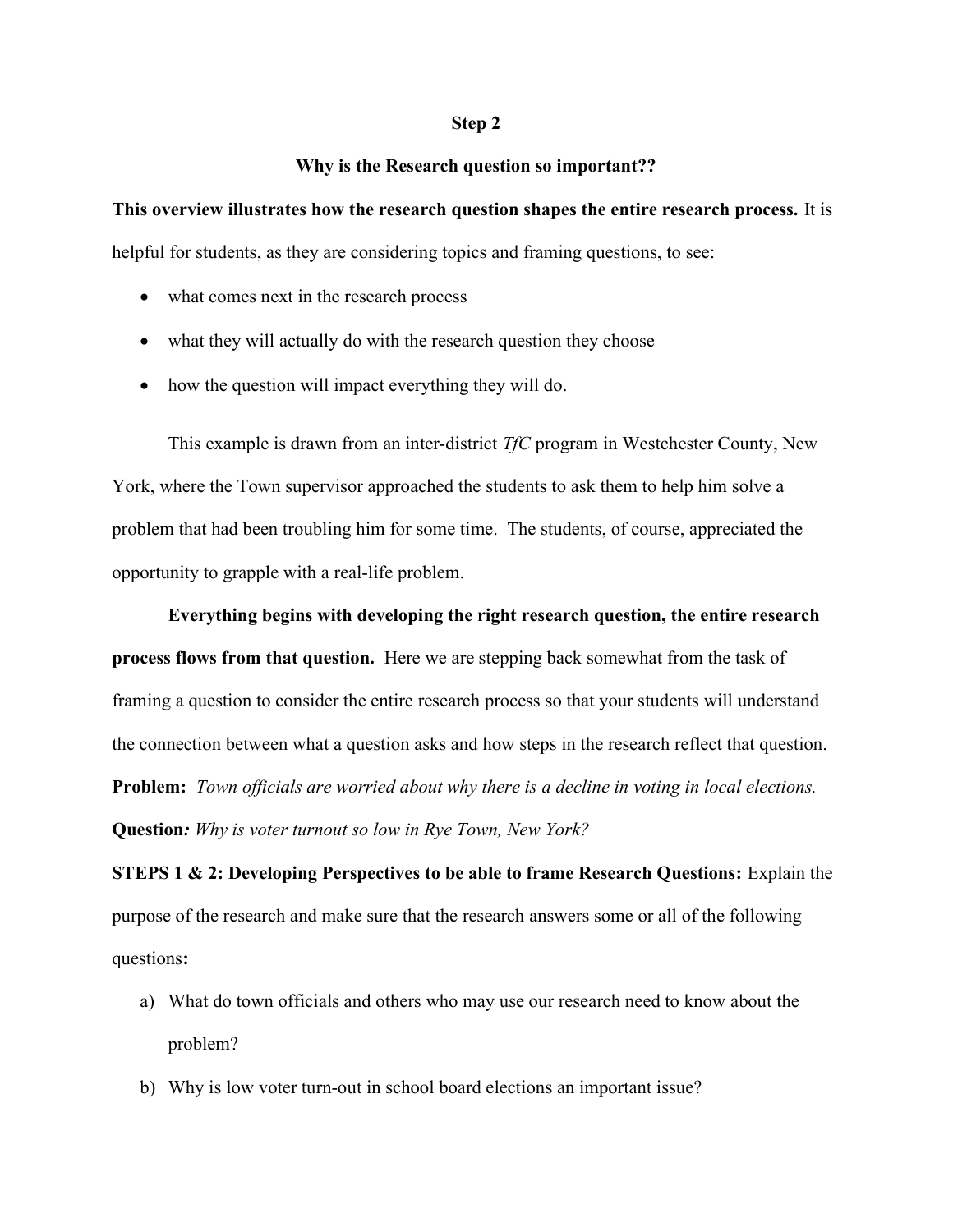## Step 2

### Why is the Research question so important??

**This overview illustrates how the research question shapes the entire research process.** It is helpful for students, as they are considering topics and framing questions, to see:

- what comes next in the research process
- what they will actually do with the research question they choose
- how the question will impact everything they will do.

This example is drawn from an inter-district *TfC* program in Westchester County, New York, where the Town supervisor approached the students to ask them to help him solve a problem that had been troubling him for some time. The students, of course, appreciated the opportunity to grapple with a real-life problem.

**Everything begins with developing the right research question, the entire research process flows from that question.** Here we are stepping back somewhat from the task of framing a question to consider the entire research process so that your students will understand the connection between what a question asks and how steps in the research reflect that question.

**Problem:** *Town officials are worried about why there is a decline in voting in local elections.*

**Question***: Why is voter turnout so low in Rye Town, New York?*

**STEPS 1 & 2: Developing Perspectives to be able to frame Research Questions:** Explain the purpose of the research and make sure that the research answers some or all of the following questions**:**

a) What do town officials and others who may use our research need to know about the problem?
b) Why is low voter turn-out in school board elections an important issue?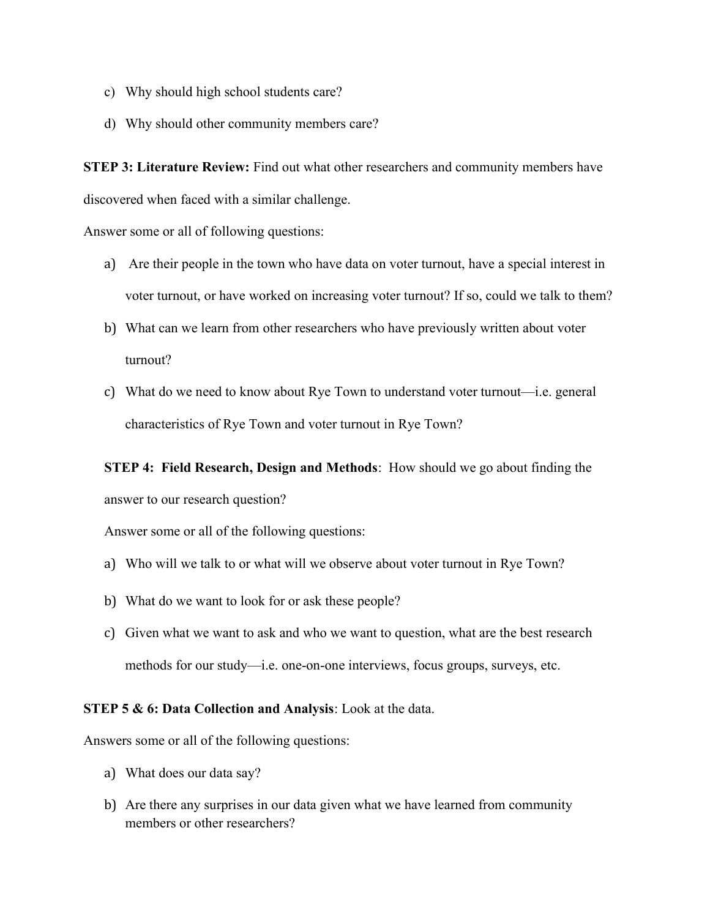c) Why should high school students care?

d) Why should other community members care?

**STEP 3: Literature Review:** Find out what other researchers and community members have discovered when faced with a similar challenge.

Answer some or all of following questions:

a) Are their people in the town who have data on voter turnout, have a special interest in voter turnout, or have worked on increasing voter turnout? If so, could we talk to them?

b) What can we learn from other researchers who have previously written about voter turnout?

c) What do we need to know about Rye Town to understand voter turnout—i.e. general characteristics of Rye Town and voter turnout in Rye Town?

**STEP 4: Field Research, Design and Methods**: How should we go about finding the answer to our research question?

Answer some or all of the following questions:

a) Who will we talk to or what will we observe about voter turnout in Rye Town?

b) What do we want to look for or ask these people?

c) Given what we want to ask and who we want to question, what are the best research methods for our study—i.e. one-on-one interviews, focus groups, surveys, etc.

**STEP 5 & 6: Data Collection and Analysis**: Look at the data.

Answers some or all of the following questions:

a) What does our data say?

b) Are there any surprises in our data given what we have learned from community members or other researchers?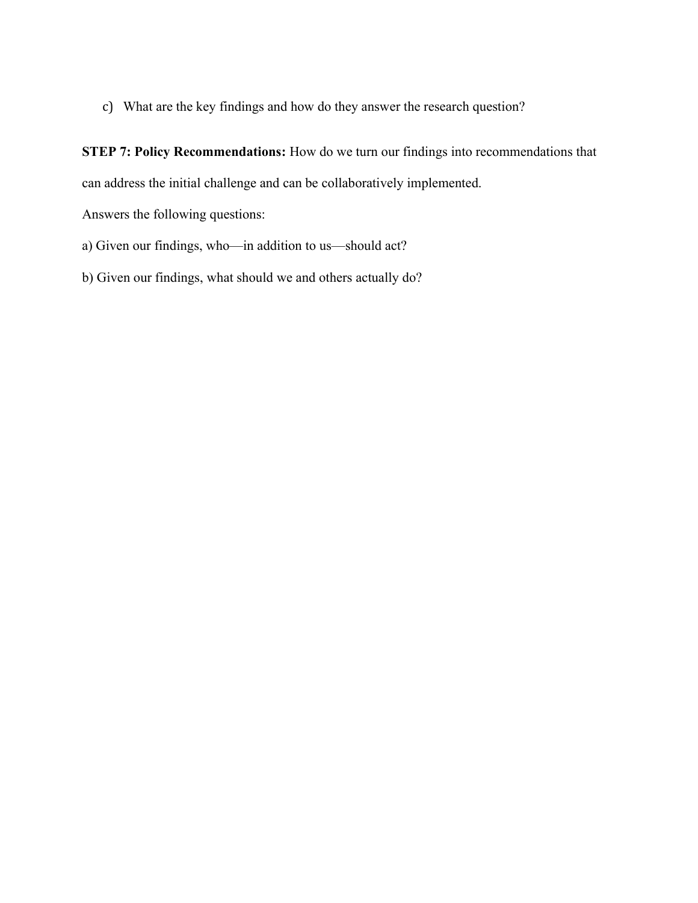c) What are the key findings and how do they answer the research question?

**STEP 7: Policy Recommendations:** How do we turn our findings into recommendations that can address the initial challenge and can be collaboratively implemented.

Answers the following questions:

a) Given our findings, who—in addition to us—should act?

b) Given our findings, what should we and others actually do?